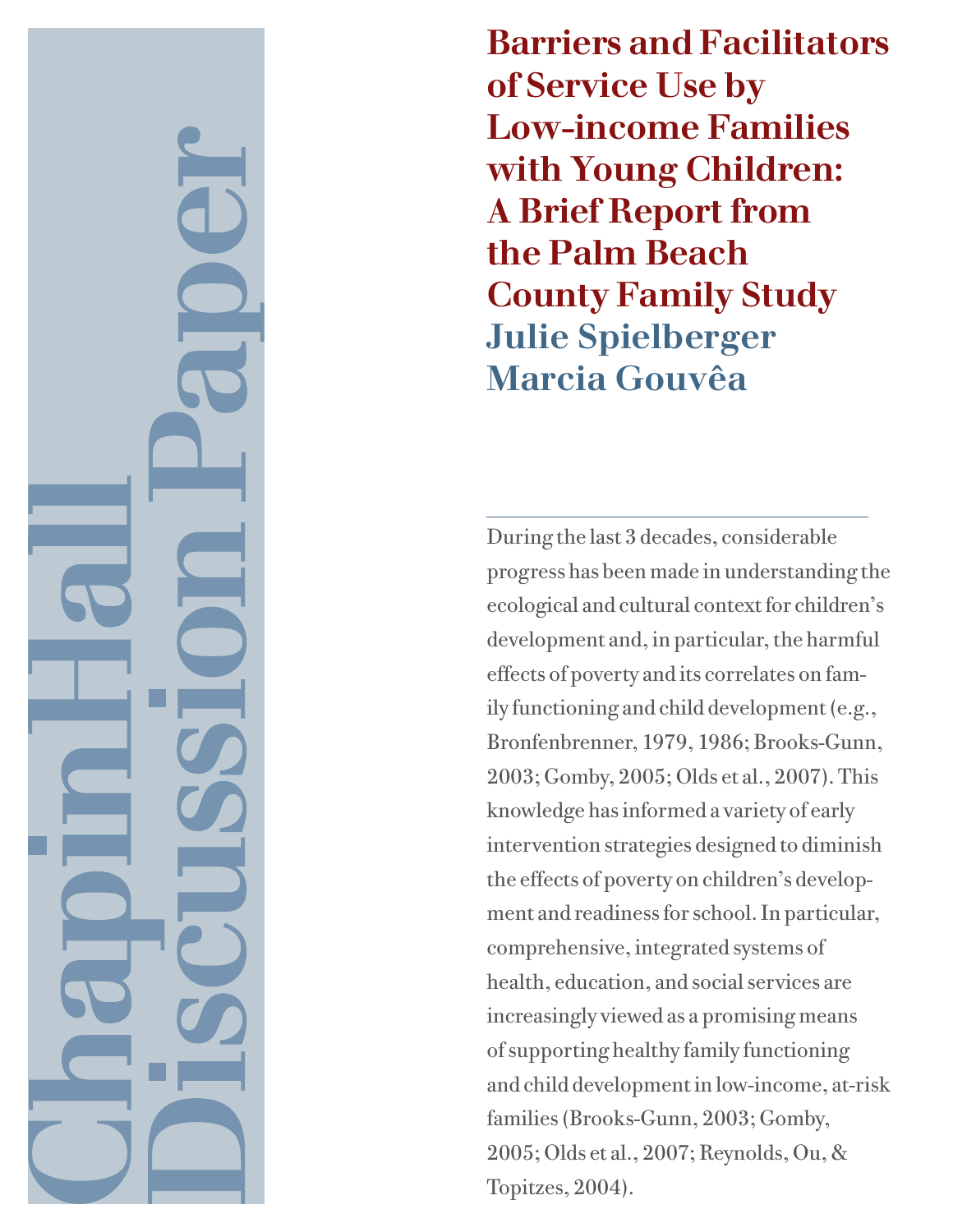Chapin Hall Discussion Paper

# Barriers and Facilitators of Service Use by Low-income Families with Young Children: A Brief Report from the Palm Beach County Family Study

## Julie Spielberger
## Marcia Gouvêa

---

During the last 3 decades, considerable progress has been made in understanding the ecological and cultural context for children's development and, in particular, the harmful effects of poverty and its correlates on family functioning and child development (e.g., Bronfenbrenner, 1979, 1986; Brooks-Gunn, 2003; Gomby, 2005; Olds et al., 2007). This knowledge has informed a variety of early intervention strategies designed to diminish the effects of poverty on children's development and readiness for school. In particular, comprehensive, integrated systems of health, education, and social services are increasingly viewed as a promising means of supporting healthy family functioning and child development in low-income, at-risk families (Brooks-Gunn, 2003; Gomby, 2005; Olds et al., 2007; Reynolds, Ou, & Topitzes, 2004).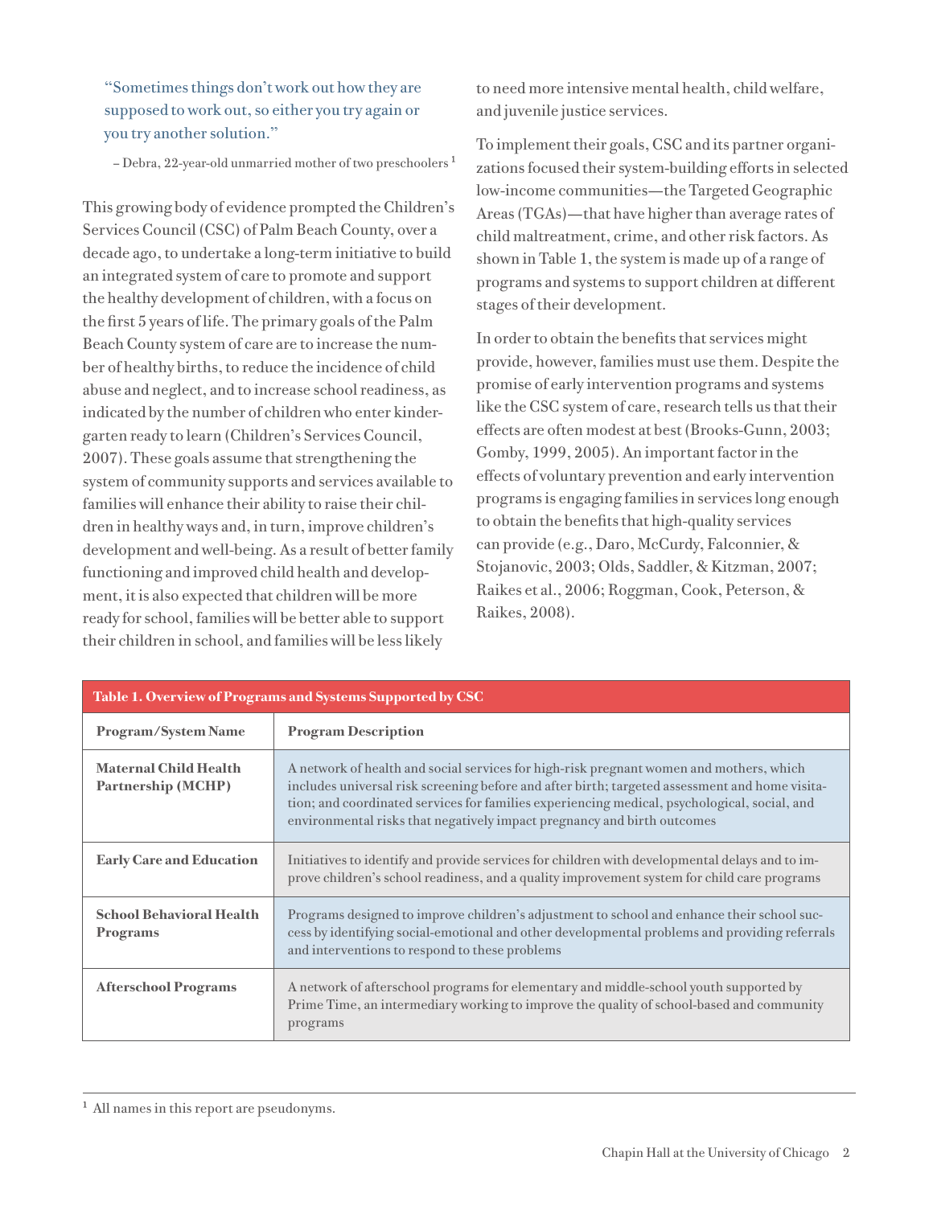> "Sometimes things don't work out how they are supposed to work out, so either you try again or you try another solution."
>
> – Debra, 22-year-old unmarried mother of two preschoolers [1]

This growing body of evidence prompted the Children's Services Council (CSC) of Palm Beach County, over a decade ago, to undertake a long-term initiative to build an integrated system of care to promote and support the healthy development of children, with a focus on the first 5 years of life. The primary goals of the Palm Beach County system of care are to increase the number of healthy births, to reduce the incidence of child abuse and neglect, and to increase school readiness, as indicated by the number of children who enter kindergarten ready to learn (Children's Services Council, 2007). These goals assume that strengthening the system of community supports and services available to families will enhance their ability to raise their children in healthy ways and, in turn, improve children's development and well-being. As a result of better family functioning and improved child health and development, it is also expected that children will be more ready for school, families will be better able to support their children in school, and families will be less likely to need more intensive mental health, child welfare, and juvenile justice services.

To implement their goals, CSC and its partner organizations focused their system-building efforts in selected low-income communities—the Targeted Geographic Areas (TGAs)—that have higher than average rates of child maltreatment, crime, and other risk factors. As shown in Table 1, the system is made up of a range of programs and systems to support children at different stages of their development.

In order to obtain the benefits that services might provide, however, families must use them. Despite the promise of early intervention programs and systems like the CSC system of care, research tells us that their effects are often modest at best (Brooks-Gunn, 2003; Gomby, 1999, 2005). An important factor in the effects of voluntary prevention and early intervention programs is engaging families in services long enough to obtain the benefits that high-quality services can provide (e.g., Daro, McCurdy, Falconnier, & Stojanovic, 2003; Olds, Saddler, & Kitzman, 2007; Raikes et al., 2006; Roggman, Cook, Peterson, & Raikes, 2008).

**Table 1. Overview of Programs and Systems Supported by CSC**

| Program/System Name | Program Description |
|---|---|
| **Maternal Child Health Partnership (MCHP)** | A network of health and social services for high-risk pregnant women and mothers, which includes universal risk screening before and after birth; targeted assessment and home visitation; and coordinated services for families experiencing medical, psychological, social, and environmental risks that negatively impact pregnancy and birth outcomes |
| **Early Care and Education** | Initiatives to identify and provide services for children with developmental delays and to improve children's school readiness, and a quality improvement system for child care programs |
| **School Behavioral Health Programs** | Programs designed to improve children's adjustment to school and enhance their school success by identifying social-emotional and other developmental problems and providing referrals and interventions to respond to these problems |
| **Afterschool Programs** | A network of afterschool programs for elementary and middle-school youth supported by Prime Time, an intermediary working to improve the quality of school-based and community programs |

[1] All names in this report are pseudonyms.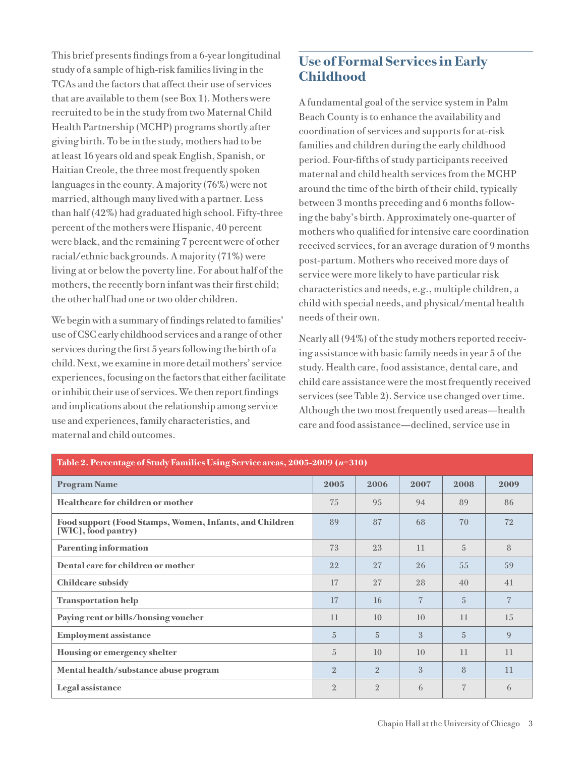This brief presents findings from a 6-year longitudinal study of a sample of high-risk families living in the TGAs and the factors that affect their use of services that are available to them (see Box 1). Mothers were recruited to be in the study from two Maternal Child Health Partnership (MCHP) programs shortly after giving birth. To be in the study, mothers had to be at least 16 years old and speak English, Spanish, or Haitian Creole, the three most frequently spoken languages in the county. A majority (76%) were not married, although many lived with a partner. Less than half (42%) had graduated high school. Fifty-three percent of the mothers were Hispanic, 40 percent were black, and the remaining 7 percent were of other racial/ethnic backgrounds. A majority (71%) were living at or below the poverty line. For about half of the mothers, the recently born infant was their first child; the other half had one or two older children.

We begin with a summary of findings related to families' use of CSC early childhood services and a range of other services during the first 5 years following the birth of a child. Next, we examine in more detail mothers' service experiences, focusing on the factors that either facilitate or inhibit their use of services. We then report findings and implications about the relationship among service use and experiences, family characteristics, and maternal and child outcomes.

## Use of Formal Services in Early Childhood

A fundamental goal of the service system in Palm Beach County is to enhance the availability and coordination of services and supports for at-risk families and children during the early childhood period. Four-fifths of study participants received maternal and child health services from the MCHP around the time of the birth of their child, typically between 3 months preceding and 6 months following the baby's birth. Approximately one-quarter of mothers who qualified for intensive care coordination received services, for an average duration of 9 months post-partum. Mothers who received more days of service were more likely to have particular risk characteristics and needs, e.g., multiple children, a child with special needs, and physical/mental health needs of their own.

Nearly all (94%) of the study mothers reported receiving assistance with basic family needs in year 5 of the study. Health care, food assistance, dental care, and child care assistance were the most frequently received services (see Table 2). Service use changed over time. Although the two most frequently used areas—health care and food assistance—declined, service use in

**Table 2. Percentage of Study Families Using Service areas, 2005-2009 (*n*=310)**

| Program Name | 2005 | 2006 | 2007 | 2008 | 2009 |
|---|---|---|---|---|---|
| Healthcare for children or mother | 75 | 95 | 94 | 89 | 86 |
| Food support (Food Stamps, Women, Infants, and Children [WIC], food pantry) | 89 | 87 | 68 | 70 | 72 |
| Parenting information | 73 | 23 | 11 | 5 | 8 |
| Dental care for children or mother | 22 | 27 | 26 | 55 | 59 |
| Childcare subsidy | 17 | 27 | 28 | 40 | 41 |
| Transportation help | 17 | 16 | 7 | 5 | 7 |
| Paying rent or bills/housing voucher | 11 | 10 | 10 | 11 | 15 |
| Employment assistance | 5 | 5 | 3 | 5 | 9 |
| Housing or emergency shelter | 5 | 10 | 10 | 11 | 11 |
| Mental health/substance abuse program | 2 | 2 | 3 | 8 | 11 |
| Legal assistance | 2 | 2 | 6 | 7 | 6 |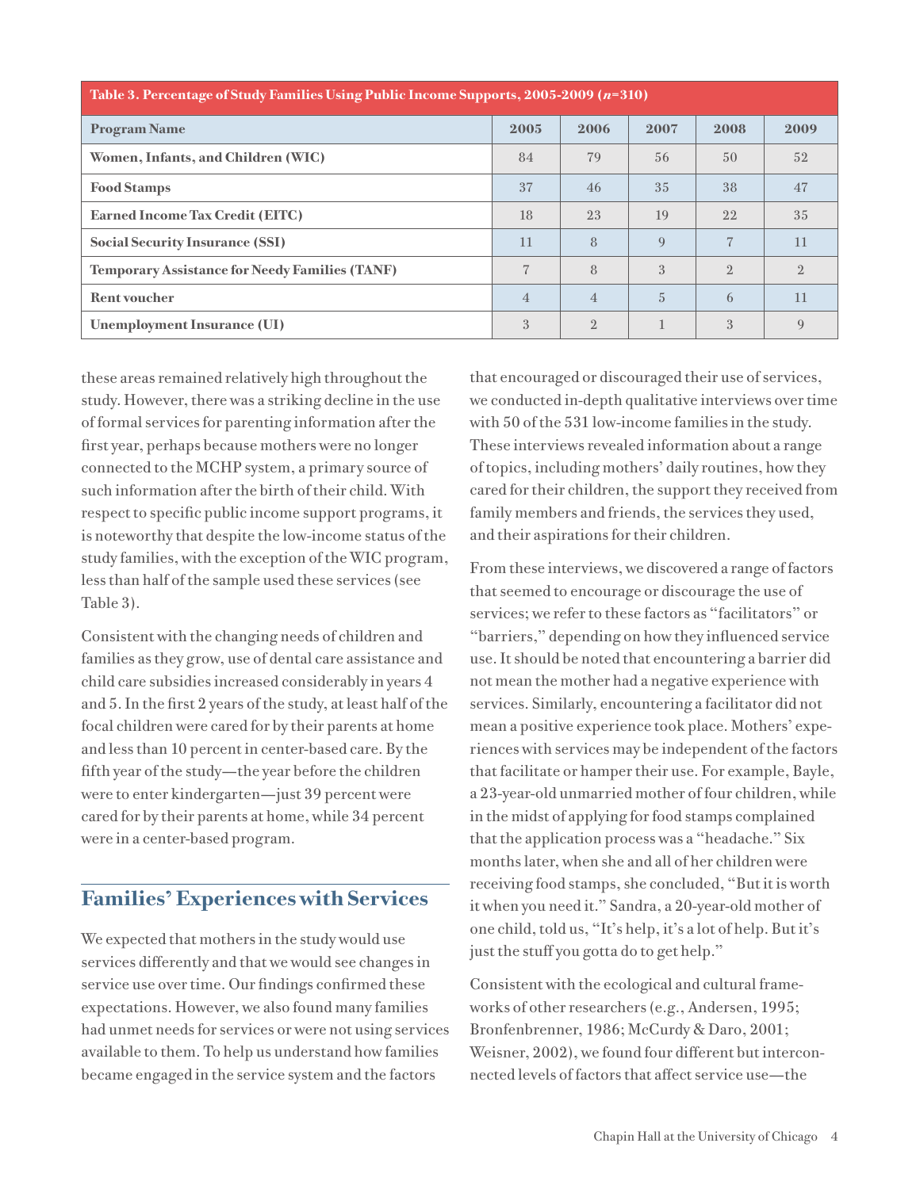**Table 3. Percentage of Study Families Using Public Income Supports, 2005-2009 (*n*=310)**

| Program Name | 2005 | 2006 | 2007 | 2008 | 2009 |
|---|---|---|---|---|---|
| Women, Infants, and Children (WIC) | 84 | 79 | 56 | 50 | 52 |
| Food Stamps | 37 | 46 | 35 | 38 | 47 |
| Earned Income Tax Credit (EITC) | 18 | 23 | 19 | 22 | 35 |
| Social Security Insurance (SSI) | 11 | 8 | 9 | 7 | 11 |
| Temporary Assistance for Needy Families (TANF) | 7 | 8 | 3 | 2 | 2 |
| Rent voucher | 4 | 4 | 5 | 6 | 11 |
| Unemployment Insurance (UI) | 3 | 2 | 1 | 3 | 9 |

these areas remained relatively high throughout the study. However, there was a striking decline in the use of formal services for parenting information after the first year, perhaps because mothers were no longer connected to the MCHP system, a primary source of such information after the birth of their child. With respect to specific public income support programs, it is noteworthy that despite the low-income status of the study families, with the exception of the WIC program, less than half of the sample used these services (see Table 3).

Consistent with the changing needs of children and families as they grow, use of dental care assistance and child care subsidies increased considerably in years 4 and 5. In the first 2 years of the study, at least half of the focal children were cared for by their parents at home and less than 10 percent in center-based care. By the fifth year of the study—the year before the children were to enter kindergarten—just 39 percent were cared for by their parents at home, while 34 percent were in a center-based program.

## Families' Experiences with Services

We expected that mothers in the study would use services differently and that we would see changes in service use over time. Our findings confirmed these expectations. However, we also found many families had unmet needs for services or were not using services available to them. To help us understand how families became engaged in the service system and the factors that encouraged or discouraged their use of services, we conducted in-depth qualitative interviews over time with 50 of the 531 low-income families in the study. These interviews revealed information about a range of topics, including mothers' daily routines, how they cared for their children, the support they received from family members and friends, the services they used, and their aspirations for their children.

From these interviews, we discovered a range of factors that seemed to encourage or discourage the use of services; we refer to these factors as "facilitators" or "barriers," depending on how they influenced service use. It should be noted that encountering a barrier did not mean the mother had a negative experience with services. Similarly, encountering a facilitator did not mean a positive experience took place. Mothers' experiences with services may be independent of the factors that facilitate or hamper their use. For example, Bayle, a 23-year-old unmarried mother of four children, while in the midst of applying for food stamps complained that the application process was a "headache." Six months later, when she and all of her children were receiving food stamps, she concluded, "But it is worth it when you need it." Sandra, a 20-year-old mother of one child, told us, "It's help, it's a lot of help. But it's just the stuff you gotta do to get help."

Consistent with the ecological and cultural frameworks of other researchers (e.g., Andersen, 1995; Bronfenbrenner, 1986; McCurdy & Daro, 2001; Weisner, 2002), we found four different but interconnected levels of factors that affect service use—the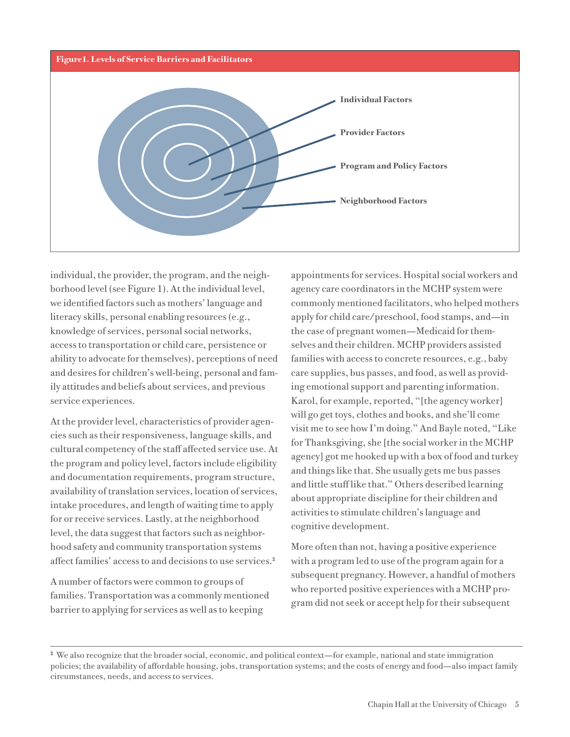**Figure 1. Levels of Service Barriers and Facilitators**

Individual Factors

Provider Factors

Program and Policy Factors

Neighborhood Factors

individual, the provider, the program, and the neighborhood level (see Figure 1). At the individual level, we identified factors such as mothers' language and literacy skills, personal enabling resources (e.g., knowledge of services, personal social networks, access to transportation or child care, persistence or ability to advocate for themselves), perceptions of need and desires for children's well-being, personal and family attitudes and beliefs about services, and previous service experiences.

At the provider level, characteristics of provider agencies such as their responsiveness, language skills, and cultural competency of the staff affected service use. At the program and policy level, factors include eligibility and documentation requirements, program structure, availability of translation services, location of services, intake procedures, and length of waiting time to apply for or receive services. Lastly, at the neighborhood level, the data suggest that factors such as neighborhood safety and community transportation systems affect families' access to and decisions to use services.[2]

A number of factors were common to groups of families. Transportation was a commonly mentioned barrier to applying for services as well as to keeping appointments for services. Hospital social workers and agency care coordinators in the MCHP system were commonly mentioned facilitators, who helped mothers apply for child care/preschool, food stamps, and—in the case of pregnant women—Medicaid for themselves and their children. MCHP providers assisted families with access to concrete resources, e.g., baby care supplies, bus passes, and food, as well as providing emotional support and parenting information. Karol, for example, reported, "[the agency worker] will go get toys, clothes and books, and she'll come visit me to see how I'm doing." And Bayle noted, "Like for Thanksgiving, she [the social worker in the MCHP agency] got me hooked up with a box of food and turkey and things like that. She usually gets me bus passes and little stuff like that." Others described learning about appropriate discipline for their children and activities to stimulate children's language and cognitive development.

More often than not, having a positive experience with a program led to use of the program again for a subsequent pregnancy. However, a handful of mothers who reported positive experiences with a MCHP program did not seek or accept help for their subsequent

[2] We also recognize that the broader social, economic, and political context—for example, national and state immigration policies; the availability of affordable housing, jobs, transportation systems; and the costs of energy and food—also impact family circumstances, needs, and access to services.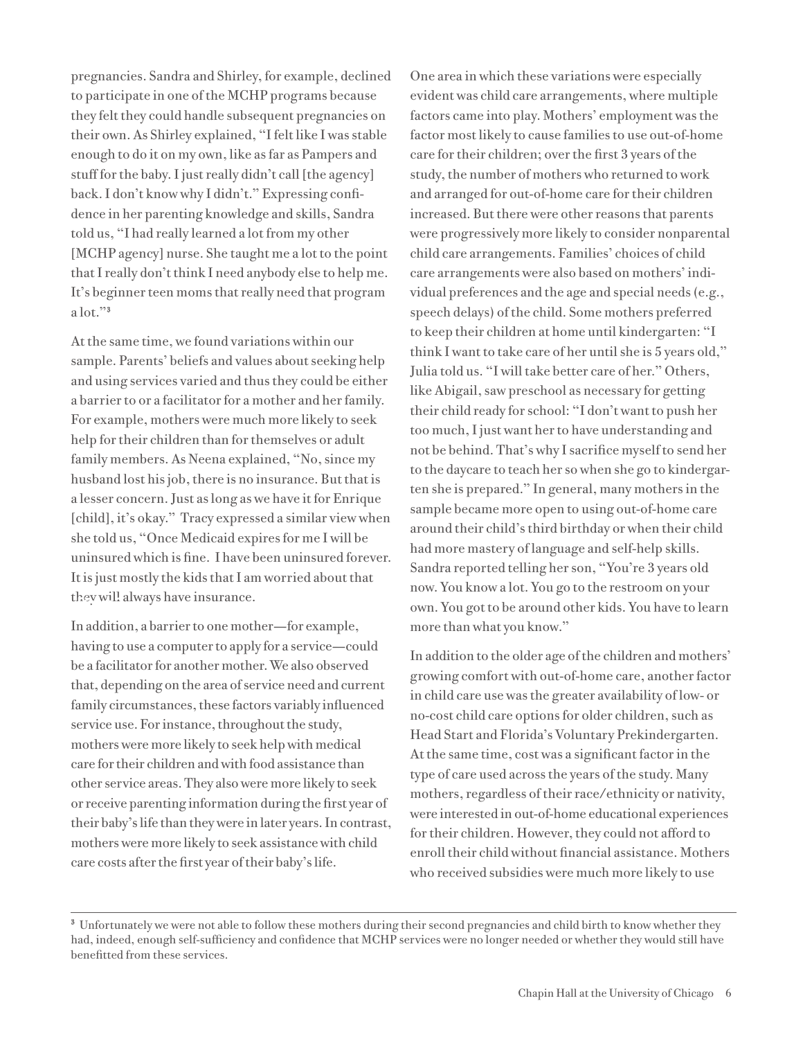pregnancies. Sandra and Shirley, for example, declined to participate in one of the MCHP programs because they felt they could handle subsequent pregnancies on their own. As Shirley explained, "I felt like I was stable enough to do it on my own, like as far as Pampers and stuff for the baby. I just really didn't call [the agency] back. I don't know why I didn't." Expressing confidence in her parenting knowledge and skills, Sandra told us, "I had really learned a lot from my other [MCHP agency] nurse. She taught me a lot to the point that I really don't think I need anybody else to help me. It's beginner teen moms that really need that program a lot."[3]

At the same time, we found variations within our sample. Parents' beliefs and values about seeking help and using services varied and thus they could be either a barrier to or a facilitator for a mother and her family. For example, mothers were much more likely to seek help for their children than for themselves or adult family members. As Neena explained, "No, since my husband lost his job, there is no insurance. But that is a lesser concern. Just as long as we have it for Enrique [child], it's okay." Tracy expressed a similar view when she told us, "Once Medicaid expires for me I will be uninsured which is fine. I have been uninsured forever. It is just mostly the kids that I am worried about that they will always have insurance.

In addition, a barrier to one mother—for example, having to use a computer to apply for a service—could be a facilitator for another mother. We also observed that, depending on the area of service need and current family circumstances, these factors variably influenced service use. For instance, throughout the study, mothers were more likely to seek help with medical care for their children and with food assistance than other service areas. They also were more likely to seek or receive parenting information during the first year of their baby's life than they were in later years. In contrast, mothers were more likely to seek assistance with child care costs after the first year of their baby's life.

One area in which these variations were especially evident was child care arrangements, where multiple factors came into play. Mothers' employment was the factor most likely to cause families to use out-of-home care for their children; over the first 3 years of the study, the number of mothers who returned to work and arranged for out-of-home care for their children increased. But there were other reasons that parents were progressively more likely to consider nonparental child care arrangements. Families' choices of child care arrangements were also based on mothers' individual preferences and the age and special needs (e.g., speech delays) of the child. Some mothers preferred to keep their children at home until kindergarten: "I think I want to take care of her until she is 5 years old," Julia told us. "I will take better care of her." Others, like Abigail, saw preschool as necessary for getting their child ready for school: "I don't want to push her too much, I just want her to have understanding and not be behind. That's why I sacrifice myself to send her to the daycare to teach her so when she go to kindergarten she is prepared." In general, many mothers in the sample became more open to using out-of-home care around their child's third birthday or when their child had more mastery of language and self-help skills. Sandra reported telling her son, "You're 3 years old now. You know a lot. You go to the restroom on your own. You got to be around other kids. You have to learn more than what you know."

In addition to the older age of the children and mothers' growing comfort with out-of-home care, another factor in child care use was the greater availability of low- or no-cost child care options for older children, such as Head Start and Florida's Voluntary Prekindergarten. At the same time, cost was a significant factor in the type of care used across the years of the study. Many mothers, regardless of their race/ethnicity or nativity, were interested in out-of-home educational experiences for their children. However, they could not afford to enroll their child without financial assistance. Mothers who received subsidies were much more likely to use

[3] Unfortunately we were not able to follow these mothers during their second pregnancies and child birth to know whether they had, indeed, enough self-sufficiency and confidence that MCHP services were no longer needed or whether they would still have benefitted from these services.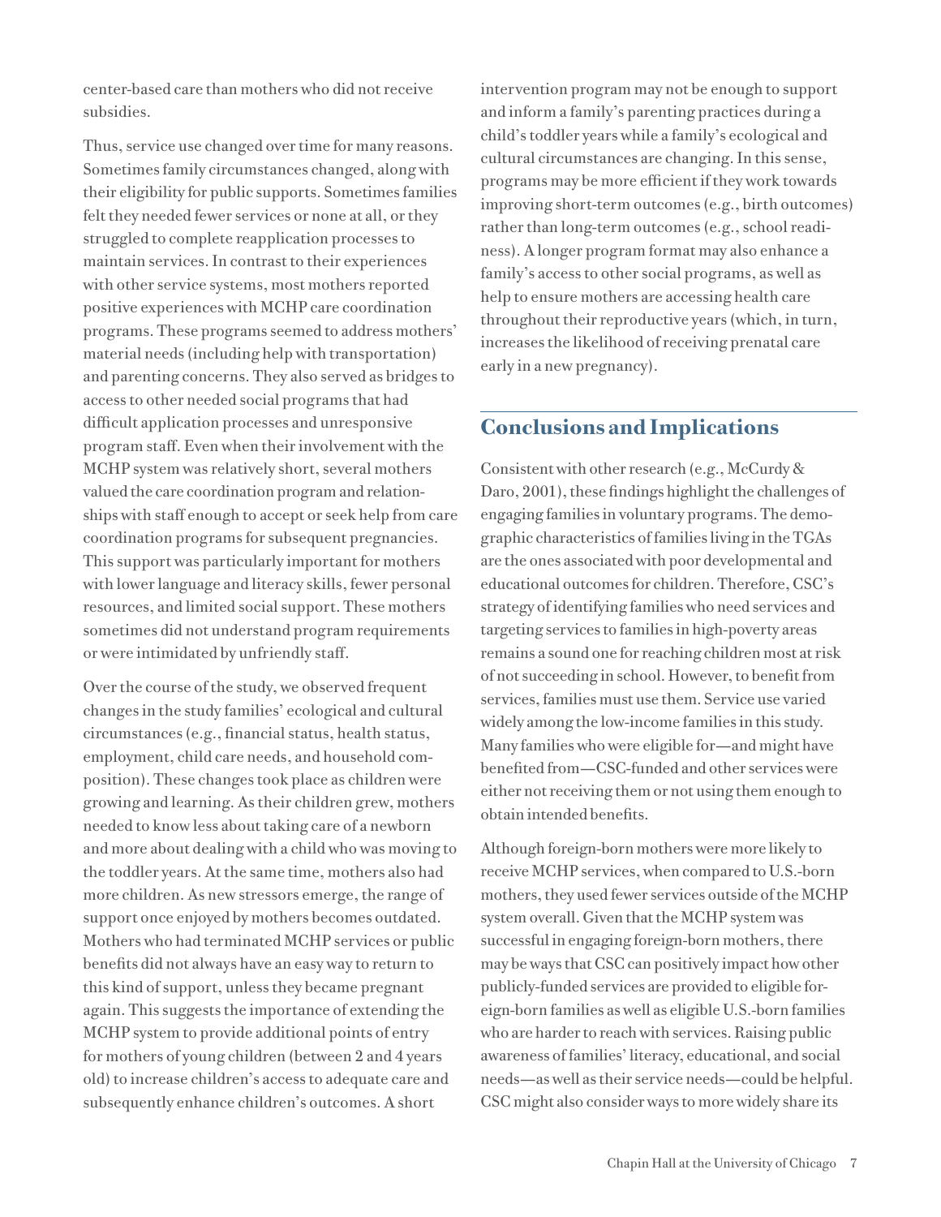center-based care than mothers who did not receive subsidies.

Thus, service use changed over time for many reasons. Sometimes family circumstances changed, along with their eligibility for public supports. Sometimes families felt they needed fewer services or none at all, or they struggled to complete reapplication processes to maintain services. In contrast to their experiences with other service systems, most mothers reported positive experiences with MCHP care coordination programs. These programs seemed to address mothers' material needs (including help with transportation) and parenting concerns. They also served as bridges to access to other needed social programs that had difficult application processes and unresponsive program staff. Even when their involvement with the MCHP system was relatively short, several mothers valued the care coordination program and relationships with staff enough to accept or seek help from care coordination programs for subsequent pregnancies. This support was particularly important for mothers with lower language and literacy skills, fewer personal resources, and limited social support. These mothers sometimes did not understand program requirements or were intimidated by unfriendly staff.

Over the course of the study, we observed frequent changes in the study families' ecological and cultural circumstances (e.g., financial status, health status, employment, child care needs, and household composition). These changes took place as children were growing and learning. As their children grew, mothers needed to know less about taking care of a newborn and more about dealing with a child who was moving to the toddler years. At the same time, mothers also had more children. As new stressors emerge, the range of support once enjoyed by mothers becomes outdated. Mothers who had terminated MCHP services or public benefits did not always have an easy way to return to this kind of support, unless they became pregnant again. This suggests the importance of extending the MCHP system to provide additional points of entry for mothers of young children (between 2 and 4 years old) to increase children's access to adequate care and subsequently enhance children's outcomes. A short intervention program may not be enough to support and inform a family's parenting practices during a child's toddler years while a family's ecological and cultural circumstances are changing. In this sense, programs may be more efficient if they work towards improving short-term outcomes (e.g., birth outcomes) rather than long-term outcomes (e.g., school readiness). A longer program format may also enhance a family's access to other social programs, as well as help to ensure mothers are accessing health care throughout their reproductive years (which, in turn, increases the likelihood of receiving prenatal care early in a new pregnancy).

## Conclusions and Implications

Consistent with other research (e.g., McCurdy & Daro, 2001), these findings highlight the challenges of engaging families in voluntary programs. The demographic characteristics of families living in the TGAs are the ones associated with poor developmental and educational outcomes for children. Therefore, CSC's strategy of identifying families who need services and targeting services to families in high-poverty areas remains a sound one for reaching children most at risk of not succeeding in school. However, to benefit from services, families must use them. Service use varied widely among the low-income families in this study. Many families who were eligible for—and might have benefited from—CSC-funded and other services were either not receiving them or not using them enough to obtain intended benefits.

Although foreign-born mothers were more likely to receive MCHP services, when compared to U.S.-born mothers, they used fewer services outside of the MCHP system overall. Given that the MCHP system was successful in engaging foreign-born mothers, there may be ways that CSC can positively impact how other publicly-funded services are provided to eligible foreign-born families as well as eligible U.S.-born families who are harder to reach with services. Raising public awareness of families' literacy, educational, and social needs—as well as their service needs—could be helpful. CSC might also consider ways to more widely share its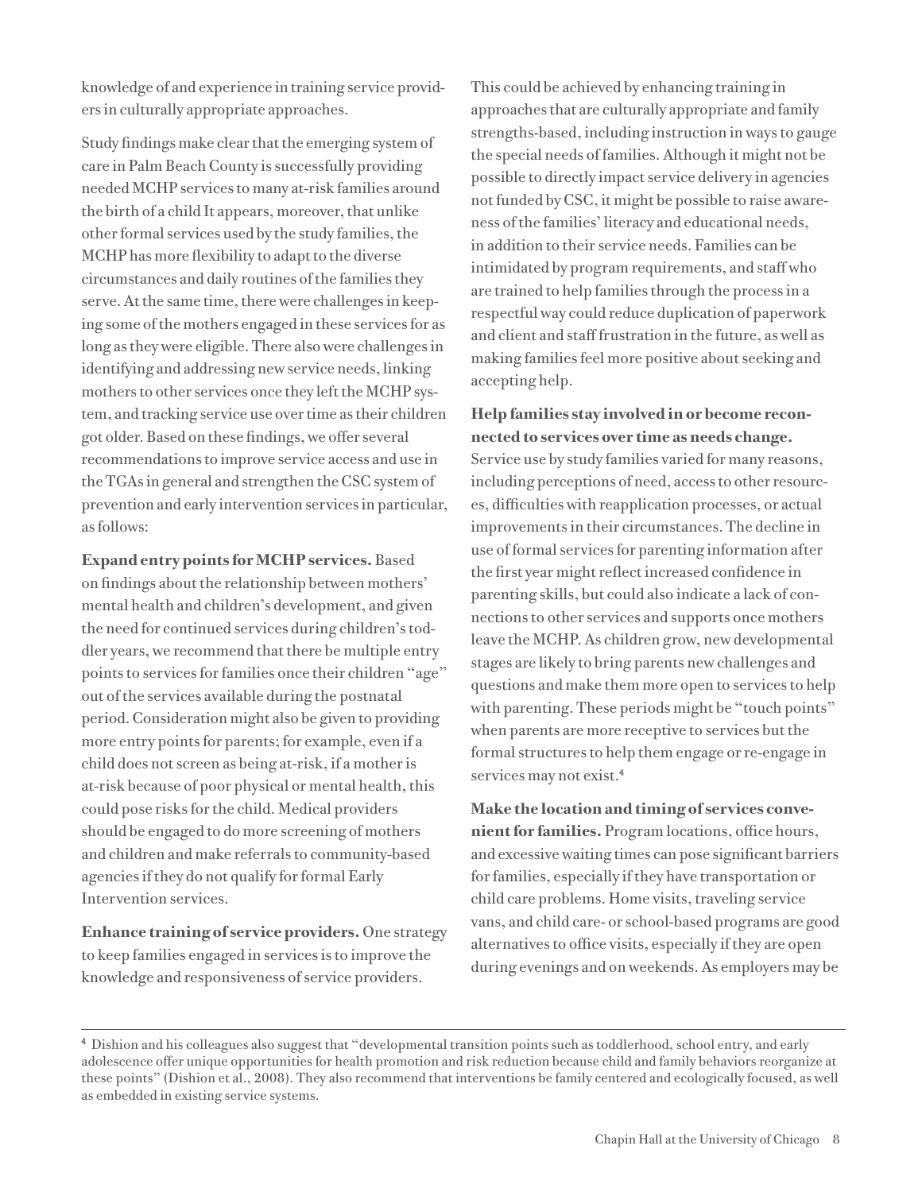knowledge of and experience in training service providers in culturally appropriate approaches.

Study findings make clear that the emerging system of care in Palm Beach County is successfully providing needed MCHP services to many at-risk families around the birth of a child It appears, moreover, that unlike other formal services used by the study families, the MCHP has more flexibility to adapt to the diverse circumstances and daily routines of the families they serve. At the same time, there were challenges in keeping some of the mothers engaged in these services for as long as they were eligible. There also were challenges in identifying and addressing new service needs, linking mothers to other services once they left the MCHP system, and tracking service use over time as their children got older. Based on these findings, we offer several recommendations to improve service access and use in the TGAs in general and strengthen the CSC system of prevention and early intervention services in particular, as follows:

**Expand entry points for MCHP services.** Based on findings about the relationship between mothers' mental health and children's development, and given the need for continued services during children's toddler years, we recommend that there be multiple entry points to services for families once their children "age" out of the services available during the postnatal period. Consideration might also be given to providing more entry points for parents; for example, even if a child does not screen as being at-risk, if a mother is at-risk because of poor physical or mental health, this could pose risks for the child. Medical providers should be engaged to do more screening of mothers and children and make referrals to community-based agencies if they do not qualify for formal Early Intervention services.

**Enhance training of service providers.** One strategy to keep families engaged in services is to improve the knowledge and responsiveness of service providers. This could be achieved by enhancing training in approaches that are culturally appropriate and family strengths-based, including instruction in ways to gauge the special needs of families. Although it might not be possible to directly impact service delivery in agencies not funded by CSC, it might be possible to raise awareness of the families' literacy and educational needs, in addition to their service needs. Families can be intimidated by program requirements, and staff who are trained to help families through the process in a respectful way could reduce duplication of paperwork and client and staff frustration in the future, as well as making families feel more positive about seeking and accepting help.

**Help families stay involved in or become reconnected to services over time as needs change.** Service use by study families varied for many reasons, including perceptions of need, access to other resources, difficulties with reapplication processes, or actual improvements in their circumstances. The decline in use of formal services for parenting information after the first year might reflect increased confidence in parenting skills, but could also indicate a lack of connections to other services and supports once mothers leave the MCHP. As children grow, new developmental stages are likely to bring parents new challenges and questions and make them more open to services to help with parenting. These periods might be "touch points" when parents are more receptive to services but the formal structures to help them engage or re-engage in services may not exist.[4]

**Make the location and timing of services convenient for families.** Program locations, office hours, and excessive waiting times can pose significant barriers for families, especially if they have transportation or child care problems. Home visits, traveling service vans, and child care- or school-based programs are good alternatives to office visits, especially if they are open during evenings and on weekends. As employers may be

---

[4] Dishion and his colleagues also suggest that "developmental transition points such as toddlerhood, school entry, and early adolescence offer unique opportunities for health promotion and risk reduction because child and family behaviors reorganize at these points" (Dishion et al., 2008). They also recommend that interventions be family centered and ecologically focused, as well as embedded in existing service systems.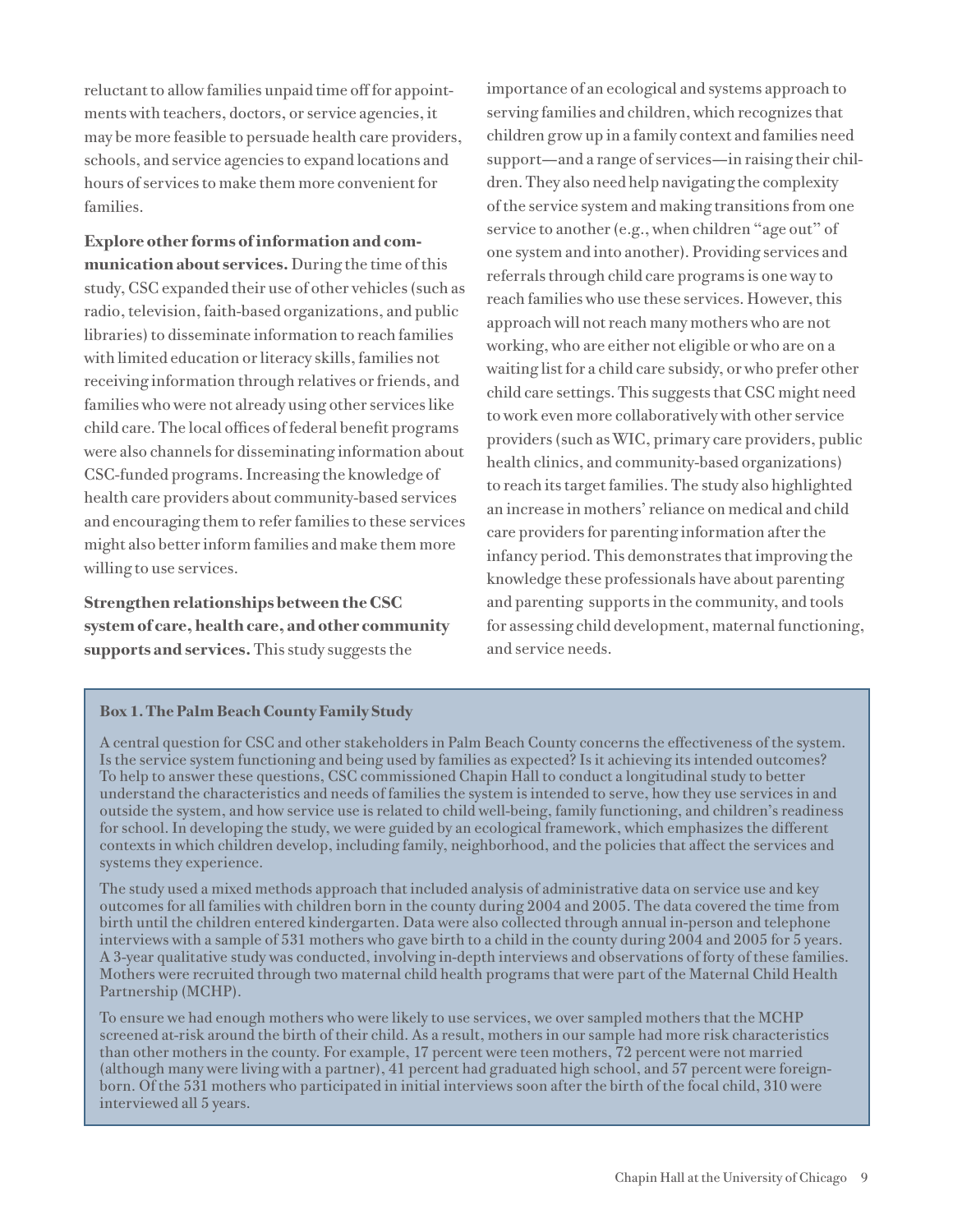reluctant to allow families unpaid time off for appointments with teachers, doctors, or service agencies, it may be more feasible to persuade health care providers, schools, and service agencies to expand locations and hours of services to make them more convenient for families.

**Explore other forms of information and communication about services.** During the time of this study, CSC expanded their use of other vehicles (such as radio, television, faith-based organizations, and public libraries) to disseminate information to reach families with limited education or literacy skills, families not receiving information through relatives or friends, and families who were not already using other services like child care. The local offices of federal benefit programs were also channels for disseminating information about CSC-funded programs. Increasing the knowledge of health care providers about community-based services and encouraging them to refer families to these services might also better inform families and make them more willing to use services.

**Strengthen relationships between the CSC system of care, health care, and other community supports and services.** This study suggests the importance of an ecological and systems approach to serving families and children, which recognizes that children grow up in a family context and families need support—and a range of services—in raising their children. They also need help navigating the complexity of the service system and making transitions from one service to another (e.g., when children "age out" of one system and into another). Providing services and referrals through child care programs is one way to reach families who use these services. However, this approach will not reach many mothers who are not working, who are either not eligible or who are on a waiting list for a child care subsidy, or who prefer other child care settings. This suggests that CSC might need to work even more collaboratively with other service providers (such as WIC, primary care providers, public health clinics, and community-based organizations) to reach its target families. The study also highlighted an increase in mothers' reliance on medical and child care providers for parenting information after the infancy period. This demonstrates that improving the knowledge these professionals have about parenting and parenting supports in the community, and tools for assessing child development, maternal functioning, and service needs.

**Box 1. The Palm Beach County Family Study**

A central question for CSC and other stakeholders in Palm Beach County concerns the effectiveness of the system. Is the service system functioning and being used by families as expected? Is it achieving its intended outcomes? To help to answer these questions, CSC commissioned Chapin Hall to conduct a longitudinal study to better understand the characteristics and needs of families the system is intended to serve, how they use services in and outside the system, and how service use is related to child well-being, family functioning, and children's readiness for school. In developing the study, we were guided by an ecological framework, which emphasizes the different contexts in which children develop, including family, neighborhood, and the policies that affect the services and systems they experience.

The study used a mixed methods approach that included analysis of administrative data on service use and key outcomes for all families with children born in the county during 2004 and 2005. The data covered the time from birth until the children entered kindergarten. Data were also collected through annual in-person and telephone interviews with a sample of 531 mothers who gave birth to a child in the county during 2004 and 2005 for 5 years. A 3-year qualitative study was conducted, involving in-depth interviews and observations of forty of these families. Mothers were recruited through two maternal child health programs that were part of the Maternal Child Health Partnership (MCHP).

To ensure we had enough mothers who were likely to use services, we over sampled mothers that the MCHP screened at-risk around the birth of their child. As a result, mothers in our sample had more risk characteristics than other mothers in the county. For example, 17 percent were teen mothers, 72 percent were not married (although many were living with a partner), 41 percent had graduated high school, and 57 percent were foreign-born. Of the 531 mothers who participated in initial interviews soon after the birth of the focal child, 310 were interviewed all 5 years.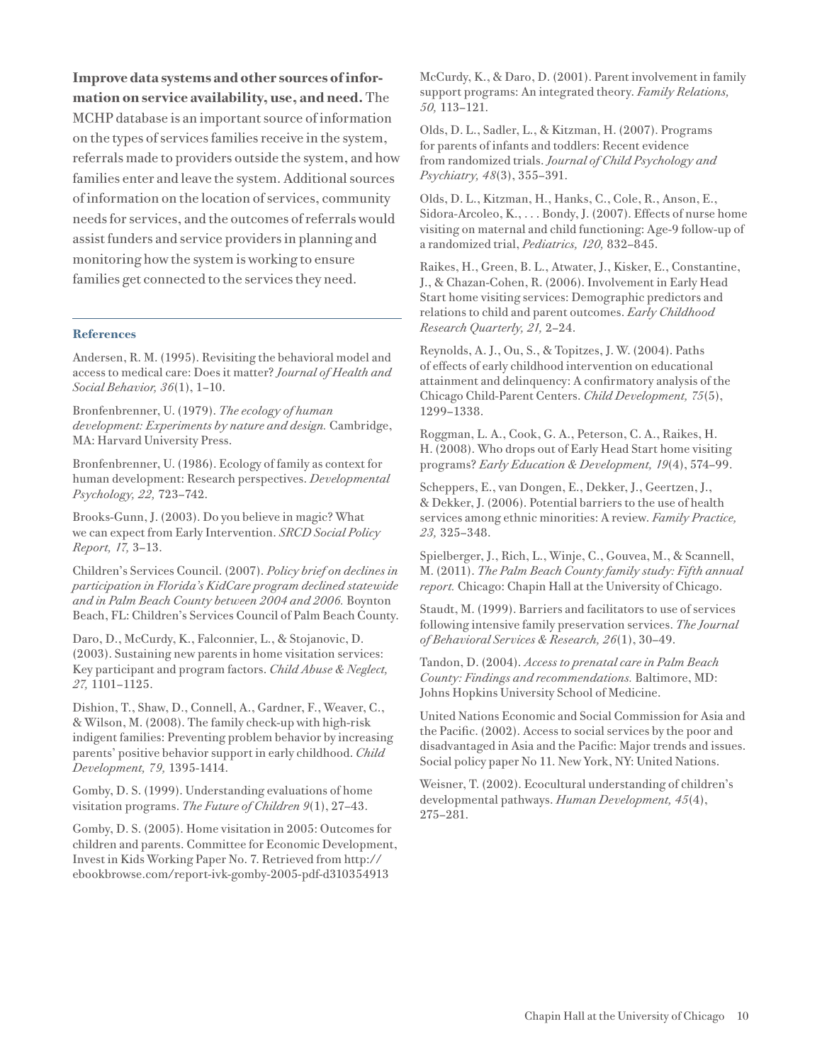**Improve data systems and other sources of information on service availability, use, and need.** The MCHP database is an important source of information on the types of services families receive in the system, referrals made to providers outside the system, and how families enter and leave the system. Additional sources of information on the location of services, community needs for services, and the outcomes of referrals would assist funders and service providers in planning and monitoring how the system is working to ensure families get connected to the services they need.

### References

Andersen, R. M. (1995). Revisiting the behavioral model and access to medical care: Does it matter? *Journal of Health and Social Behavior, 36*(1), 1–10.

Bronfenbrenner, U. (1979). *The ecology of human development: Experiments by nature and design.* Cambridge, MA: Harvard University Press.

Bronfenbrenner, U. (1986). Ecology of family as context for human development: Research perspectives. *Developmental Psychology, 22,* 723–742.

Brooks-Gunn, J. (2003). Do you believe in magic? What we can expect from Early Intervention. *SRCD Social Policy Report, 17,* 3–13.

Children's Services Council. (2007). *Policy brief on declines in participation in Florida's KidCare program declined statewide and in Palm Beach County between 2004 and 2006.* Boynton Beach, FL: Children's Services Council of Palm Beach County.

Daro, D., McCurdy, K., Falconnier, L., & Stojanovic, D. (2003). Sustaining new parents in home visitation services: Key participant and program factors. *Child Abuse & Neglect, 27,* 1101–1125.

Dishion, T., Shaw, D., Connell, A., Gardner, F., Weaver, C., & Wilson, M. (2008). The family check-up with high-risk indigent families: Preventing problem behavior by increasing parents' positive behavior support in early childhood. *Child Development, 79,* 1395-1414.

Gomby, D. S. (1999). Understanding evaluations of home visitation programs. *The Future of Children 9*(1), 27–43.

Gomby, D. S. (2005). Home visitation in 2005: Outcomes for children and parents. Committee for Economic Development, Invest in Kids Working Paper No. 7. Retrieved from http://ebookbrowse.com/report-ivk-gomby-2005-pdf-d310354913

McCurdy, K., & Daro, D. (2001). Parent involvement in family support programs: An integrated theory. *Family Relations, 50,* 113–121.

Olds, D. L., Sadler, L., & Kitzman, H. (2007). Programs for parents of infants and toddlers: Recent evidence from randomized trials. *Journal of Child Psychology and Psychiatry, 48*(3), 355–391.

Olds, D. L., Kitzman, H., Hanks, C., Cole, R., Anson, E., Sidora-Arcoleo, K., . . . Bondy, J. (2007). Effects of nurse home visiting on maternal and child functioning: Age-9 follow-up of a randomized trial, *Pediatrics, 120,* 832–845.

Raikes, H., Green, B. L., Atwater, J., Kisker, E., Constantine, J., & Chazan-Cohen, R. (2006). Involvement in Early Head Start home visiting services: Demographic predictors and relations to child and parent outcomes. *Early Childhood Research Quarterly, 21,* 2–24.

Reynolds, A. J., Ou, S., & Topitzes, J. W. (2004). Paths of effects of early childhood intervention on educational attainment and delinquency: A confirmatory analysis of the Chicago Child-Parent Centers. *Child Development, 75*(5), 1299–1338.

Roggman, L. A., Cook, G. A., Peterson, C. A., Raikes, H. H. (2008). Who drops out of Early Head Start home visiting programs? *Early Education & Development, 19*(4), 574–99.

Scheppers, E., van Dongen, E., Dekker, J., Geertzen, J., & Dekker, J. (2006). Potential barriers to the use of health services among ethnic minorities: A review. *Family Practice, 23,* 325–348.

Spielberger, J., Rich, L., Winje, C., Gouvea, M., & Scannell, M. (2011). *The Palm Beach County family study: Fifth annual report.* Chicago: Chapin Hall at the University of Chicago.

Staudt, M. (1999). Barriers and facilitators to use of services following intensive family preservation services. *The Journal of Behavioral Services & Research, 26*(1), 30–49.

Tandon, D. (2004). *Access to prenatal care in Palm Beach County: Findings and recommendations.* Baltimore, MD: Johns Hopkins University School of Medicine.

United Nations Economic and Social Commission for Asia and the Pacific. (2002). Access to social services by the poor and disadvantaged in Asia and the Pacific: Major trends and issues. Social policy paper No 11. New York, NY: United Nations.

Weisner, T. (2002). Ecocultural understanding of children's developmental pathways. *Human Development, 45*(4), 275–281.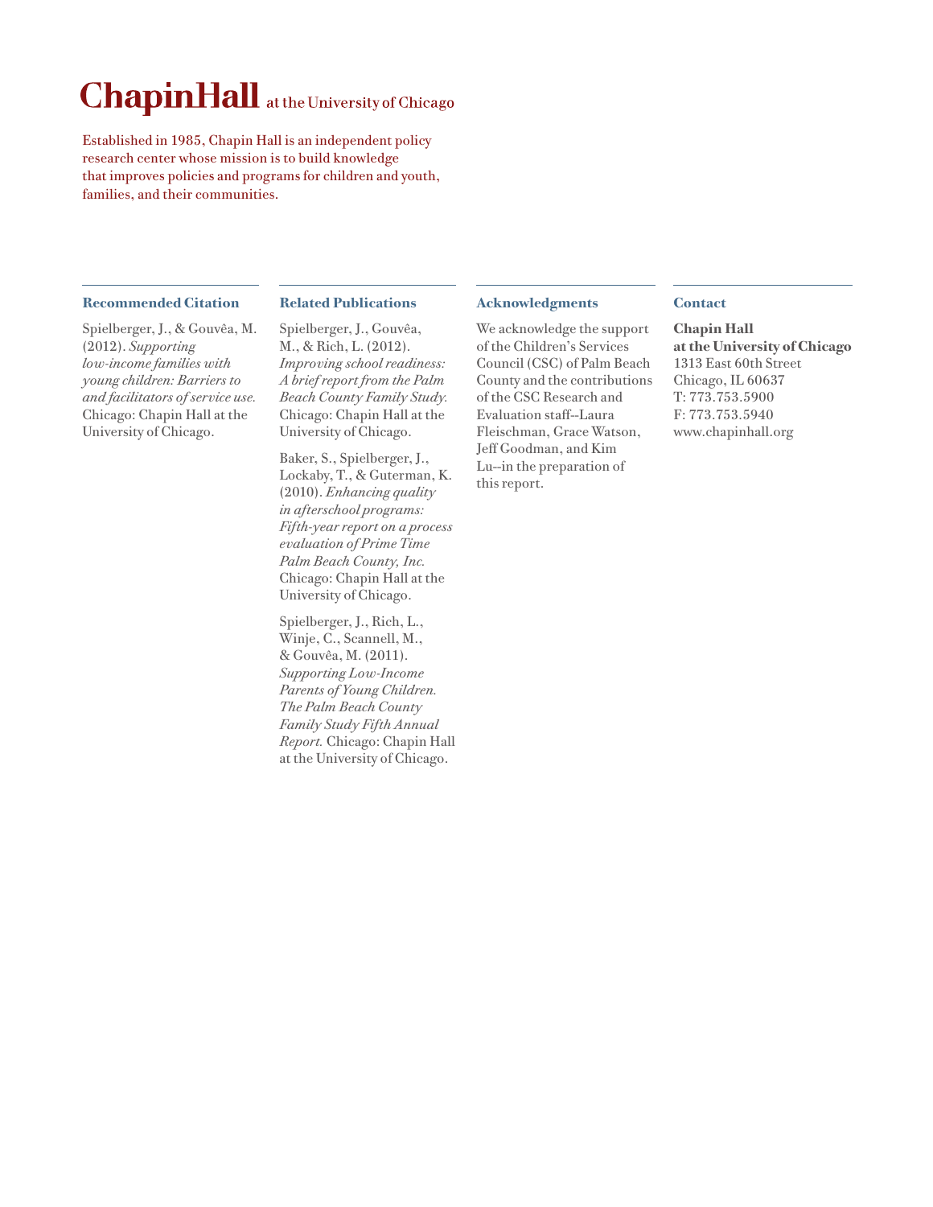# ChapinHall at the University of Chicago

Established in 1985, Chapin Hall is an independent policy research center whose mission is to build knowledge that improves policies and programs for children and youth, families, and their communities.

## Recommended Citation

Spielberger, J., & Gouvêa, M. (2012). *Supporting low-income families with young children: Barriers to and facilitators of service use.* Chicago: Chapin Hall at the University of Chicago.

## Related Publications

Spielberger, J., Gouvêa, M., & Rich, L. (2012). *Improving school readiness: A brief report from the Palm Beach County Family Study.* Chicago: Chapin Hall at the University of Chicago.

Baker, S., Spielberger, J., Lockaby, T., & Guterman, K. (2010). *Enhancing quality in afterschool programs: Fifth-year report on a process evaluation of Prime Time Palm Beach County, Inc.* Chicago: Chapin Hall at the University of Chicago.

Spielberger, J., Rich, L., Winje, C., Scannell, M., & Gouvêa, M. (2011). *Supporting Low-Income Parents of Young Children. The Palm Beach County Family Study Fifth Annual Report.* Chicago: Chapin Hall at the University of Chicago.

## Acknowledgments

We acknowledge the support of the Children's Services Council (CSC) of Palm Beach County and the contributions of the CSC Research and Evaluation staff--Laura Fleischman, Grace Watson, Jeff Goodman, and Kim Lu--in the preparation of this report.

## Contact

**Chapin Hall**
**at the University of Chicago**
1313 East 60th Street
Chicago, IL 60637
T: 773.753.5900
F: 773.753.5940
www.chapinhall.org